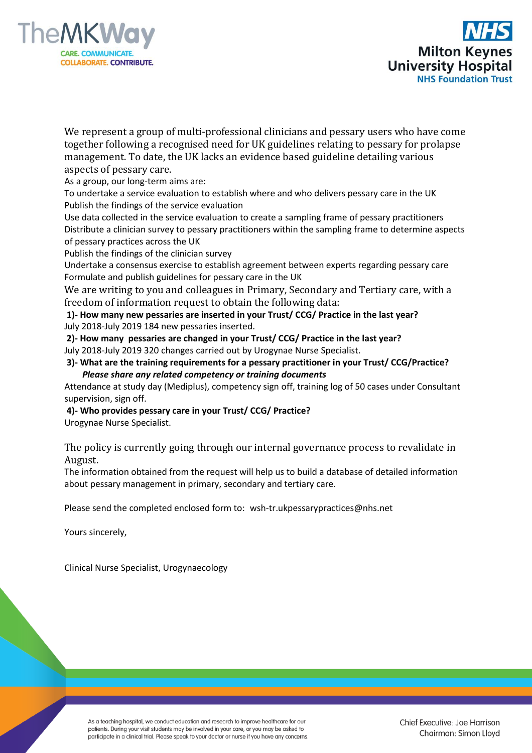TheMKWay

CARE. COMMUNICATE. COLLABORATE. CONTRIBUTE.

NHS
Milton Keynes University Hospital
NHS Foundation Trust

We represent a group of multi-professional clinicians and pessary users who have come together following a recognised need for UK guidelines relating to pessary for prolapse management. To date, the UK lacks an evidence based guideline detailing various aspects of pessary care.

As a group, our long-term aims are:

To undertake a service evaluation to establish where and who delivers pessary care in the UK

Publish the findings of the service evaluation

Use data collected in the service evaluation to create a sampling frame of pessary practitioners

Distribute a clinician survey to pessary practitioners within the sampling frame to determine aspects of pessary practices across the UK

Publish the findings of the clinician survey

Undertake a consensus exercise to establish agreement between experts regarding pessary care

Formulate and publish guidelines for pessary care in the UK

We are writing to you and colleagues in Primary, Secondary and Tertiary care, with a freedom of information request to obtain the following data:

**1)- How many new pessaries are inserted in your Trust/ CCG/ Practice in the last year?**

July 2018-July 2019 184 new pessaries inserted.

**2)- How many pessaries are changed in your Trust/ CCG/ Practice in the last year?**

July 2018-July 2019 320 changes carried out by Urogynae Nurse Specialist.

**3)- What are the training requirements for a pessary practitioner in your Trust/ CCG/Practice?**
***Please share any related competency or training documents***

Attendance at study day (Mediplus), competency sign off, training log of 50 cases under Consultant supervision, sign off.

**4)- Who provides pessary care in your Trust/ CCG/ Practice?**

Urogynae Nurse Specialist.

The policy is currently going through our internal governance process to revalidate in August.

The information obtained from the request will help us to build a database of detailed information about pessary management in primary, secondary and tertiary care.

Please send the completed enclosed form to: wsh-tr.ukpessarypractices@nhs.net

Yours sincerely,

Clinical Nurse Specialist, Urogynaecology

As a teaching hospital, we conduct education and research to improve healthcare for our patients. During your visit students may be involved in your care, or you may be asked to participate in a clinical trial. Please speak to your doctor or nurse if you have any concerns.

Chief Executive: Joe Harrison
Chairman: Simon Lloyd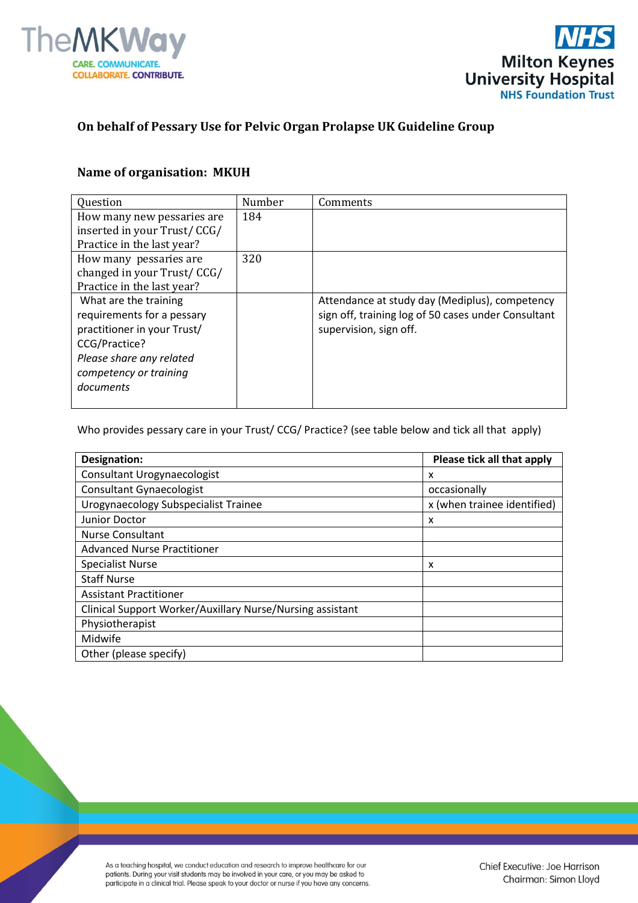**On behalf of Pessary Use for Pelvic Organ Prolapse UK Guideline Group**

**Name of organisation: MKUH**

| Question | Number | Comments |
|---|---|---|
| How many new pessaries are inserted in your Trust/ CCG/ Practice in the last year? | 184 | |
| How many pessaries are changed in your Trust/ CCG/ Practice in the last year? | 320 | |
| What are the training requirements for a pessary practitioner in your Trust/ CCG/Practice? *Please share any related competency or training documents* | | Attendance at study day (Mediplus), competency sign off, training log of 50 cases under Consultant supervision, sign off. |

Who provides pessary care in your Trust/ CCG/ Practice? (see table below and tick all that apply)

| **Designation:** | **Please tick all that apply** |
|---|---|
| Consultant Urogynaecologist | x |
| Consultant Gynaecologist | occasionally |
| Urogynaecology Subspecialist Trainee | x (when trainee identified) |
| Junior Doctor | x |
| Nurse Consultant | |
| Advanced Nurse Practitioner | |
| Specialist Nurse | x |
| Staff Nurse | |
| Assistant Practitioner | |
| Clinical Support Worker/Auxillary Nurse/Nursing assistant | |
| Physiotherapist | |
| Midwife | |
| Other (please specify) | |